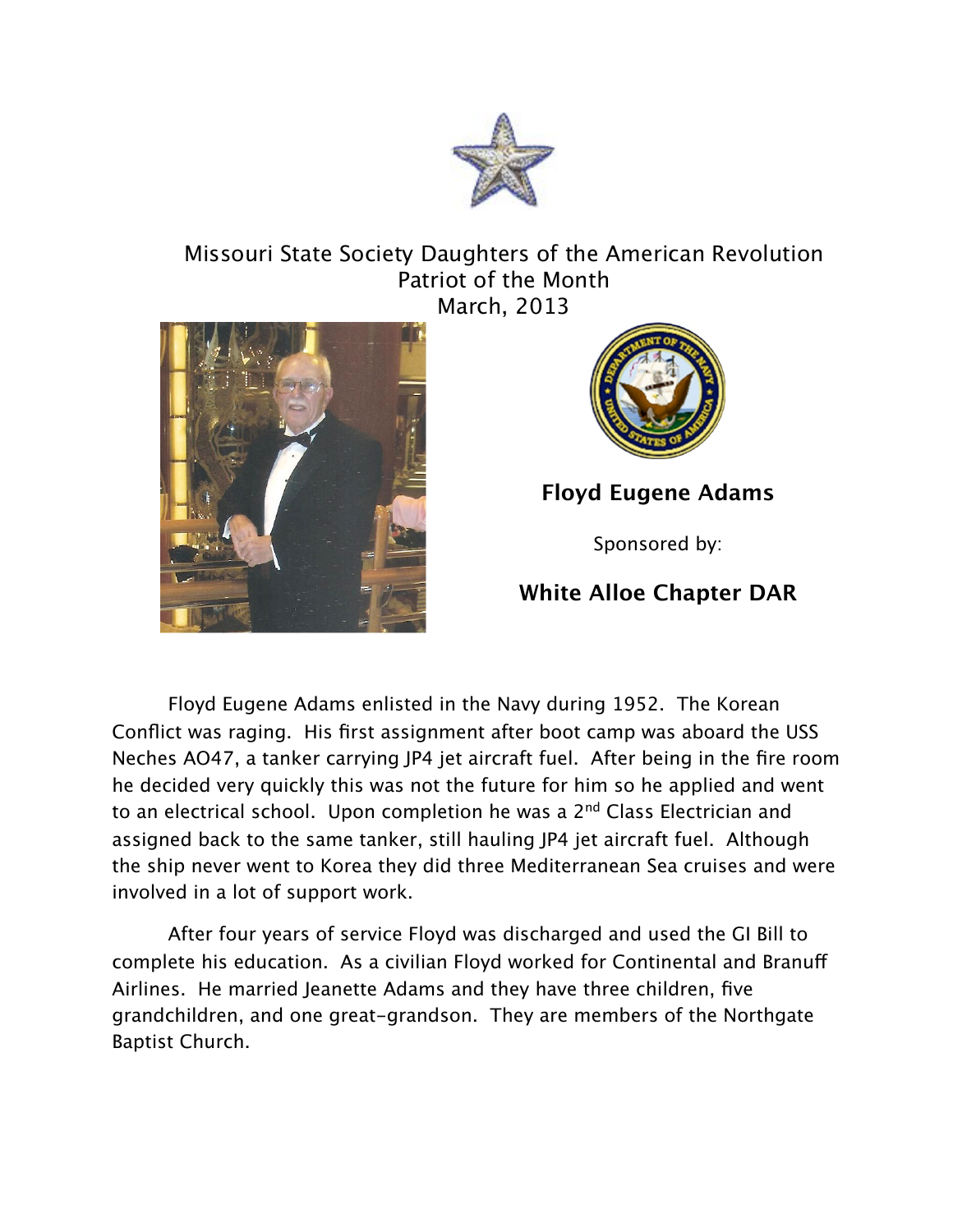# Missouri State Society Daughters of the American Revolution
## Patriot of the Month
## March, 2013

**Floyd Eugene Adams**

Sponsored by:

**White Alloe Chapter DAR**

Floyd Eugene Adams enlisted in the Navy during 1952. The Korean Conflict was raging. His first assignment after boot camp was aboard the USS Neches AO47, a tanker carrying JP4 jet aircraft fuel. After being in the fire room he decided very quickly this was not the future for him so he applied and went to an electrical school. Upon completion he was a 2nd Class Electrician and assigned back to the same tanker, still hauling JP4 jet aircraft fuel. Although the ship never went to Korea they did three Mediterranean Sea cruises and were involved in a lot of support work.

After four years of service Floyd was discharged and used the GI Bill to complete his education. As a civilian Floyd worked for Continental and Branuff Airlines. He married Jeanette Adams and they have three children, five grandchildren, and one great-grandson. They are members of the Northgate Baptist Church.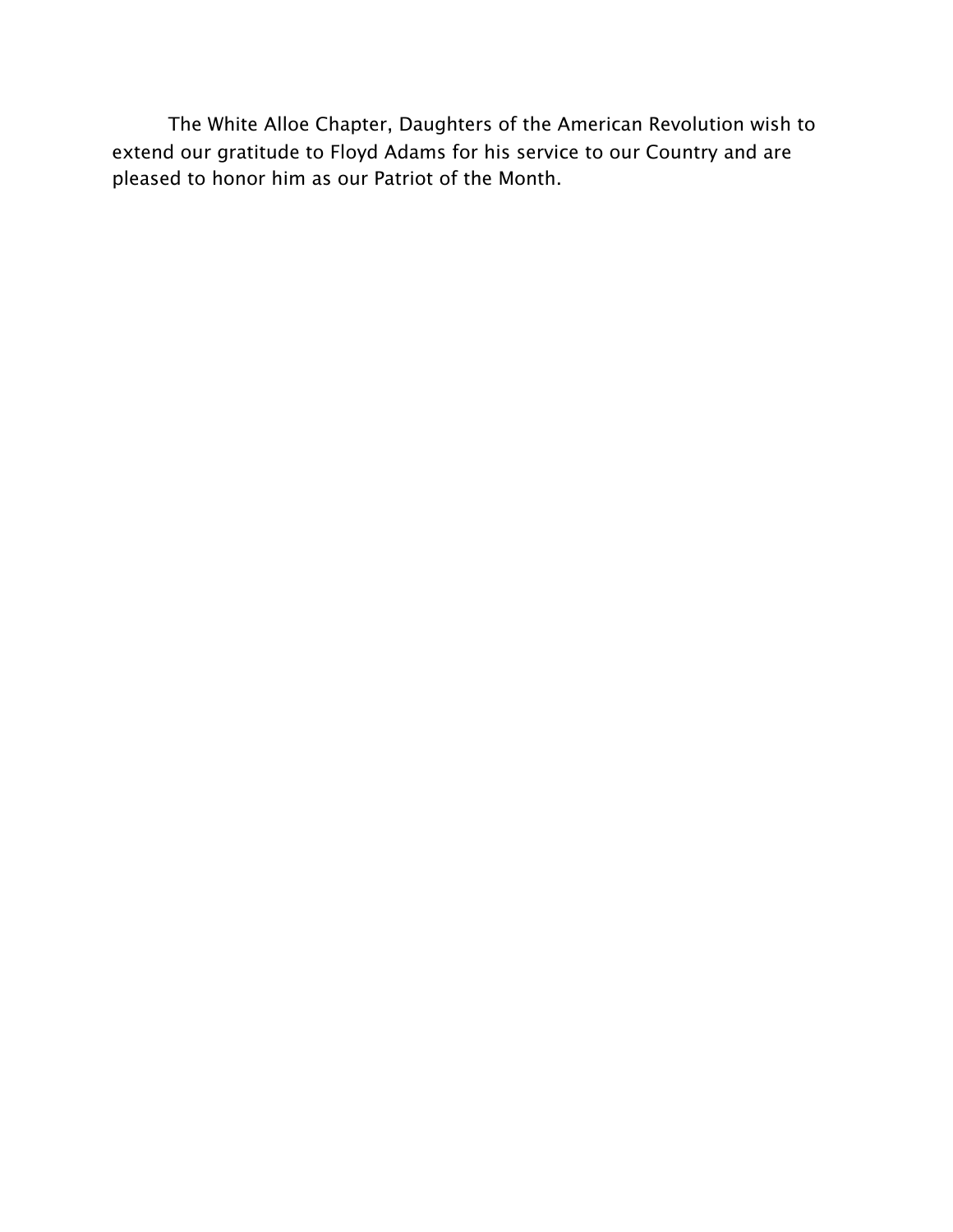The White Alloe Chapter, Daughters of the American Revolution wish to extend our gratitude to Floyd Adams for his service to our Country and are pleased to honor him as our Patriot of the Month.